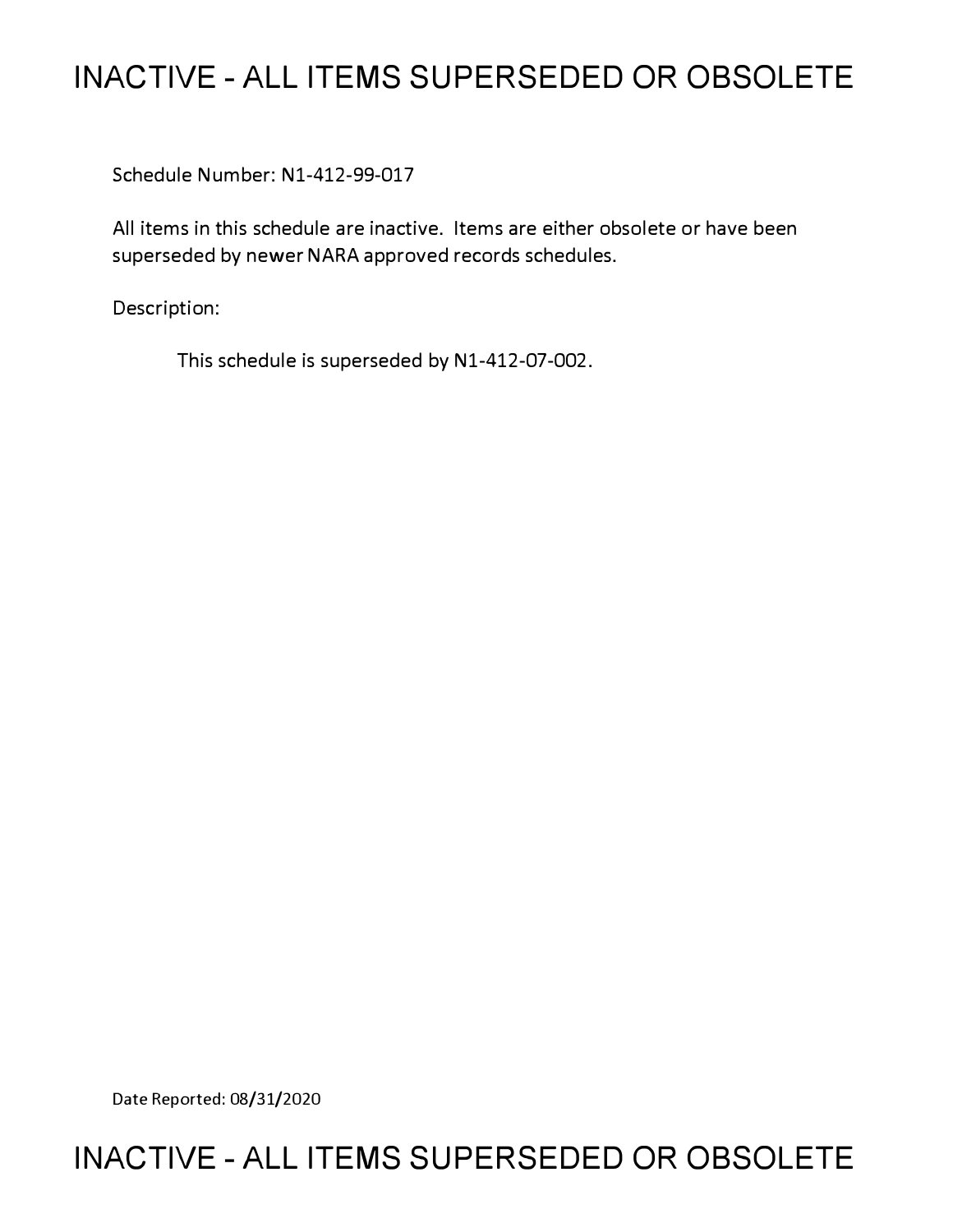# INACTIVE - ALL ITEMS SUPERSEDED OR OBSOLETE

Schedule Number: N1-412-99-017

All items in this schedule are inactive. Items are either obsolete or have been superseded by newer NARA approved records schedules.

Description:

This schedule is superseded by N1-412-07-002.

Date Reported: 08/31/2020

# INACTIVE - ALL ITEMS SUPERSEDED OR OBSOLETE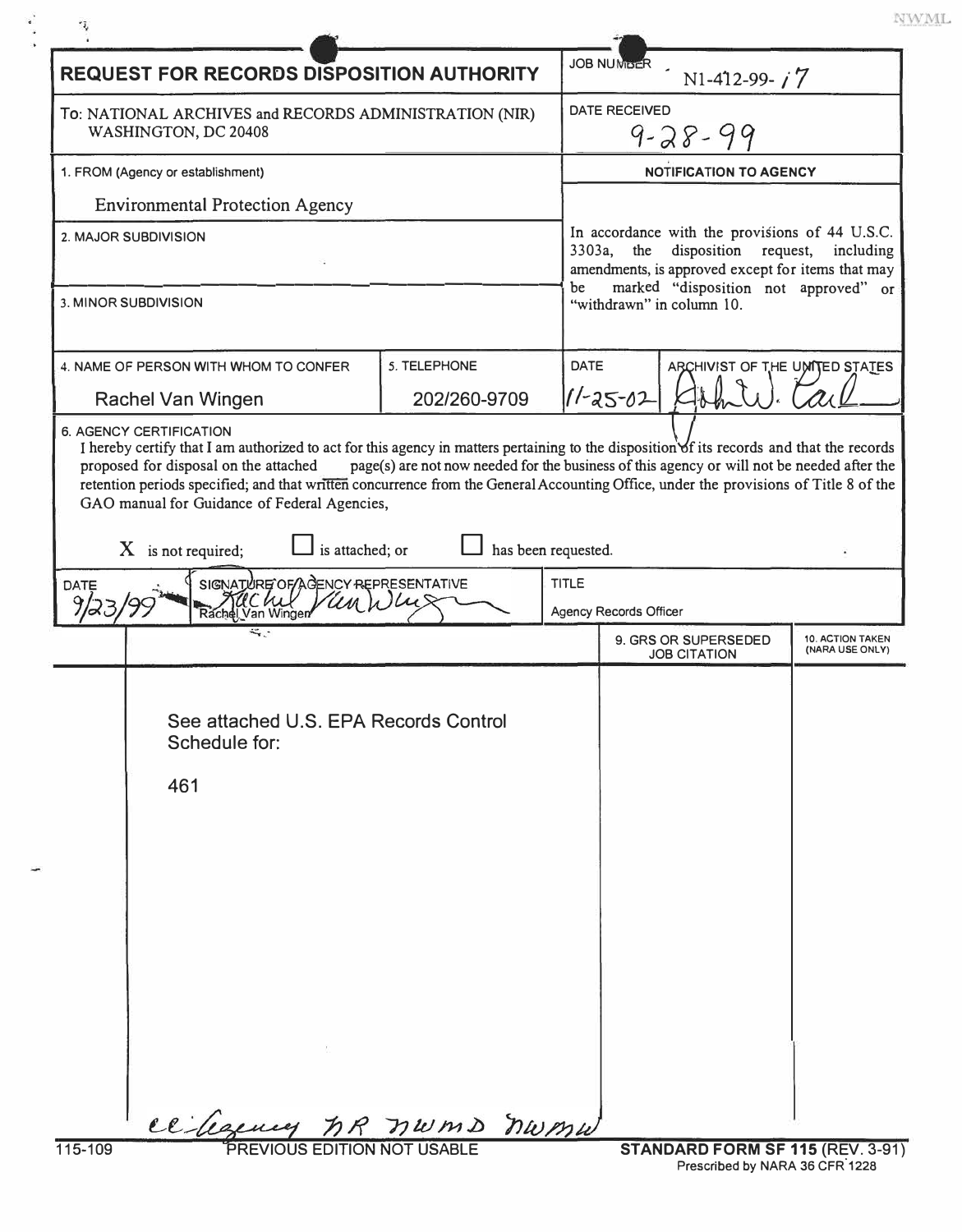**REQUEST FOR RECORDS DISPOSITION AUTHORITY**

| | |
|---|---|
| To: NATIONAL ARCHIVES and RECORDS ADMINISTRATION (NIR) WASHINGTON, DC 20408 | JOB NUMBER: N1-412-99-17 |
| | DATE RECEIVED: 9-28-99 |

1. FROM (Agency or establishment)

Environmental Protection Agency

2. MAJOR SUBDIVISION

3. MINOR SUBDIVISION

**NOTIFICATION TO AGENCY**

In accordance with the provisions of 44 U.S.C. 3303a, the disposition request, including amendments, is approved except for items that may be marked "disposition not approved" or "withdrawn" in column 10.

| 4. NAME OF PERSON WITH WHOM TO CONFER | 5. TELEPHONE | DATE | ARCHIVIST OF THE UNITED STATES |
|---|---|---|---|
| Rachel Van Wingen | 202/260-9709 | 11-25-02 | John W. Carlin |

6. AGENCY CERTIFICATION

I hereby certify that I am authorized to act for this agency in matters pertaining to the disposition of its records and that the records proposed for disposal on the attached ___ page(s) are not now needed for the business of this agency or will not be needed after the retention periods specified; and that written concurrence from the General Accounting Office, under the provisions of Title 8 of the GAO manual for Guidance of Federal Agencies,

X is not required; ☐ is attached; or ☐ has been requested.

| DATE | SIGNATURE OF AGENCY REPRESENTATIVE | TITLE |
|---|---|---|
| 9/23/99 | Rachel Van Wingen | Agency Records Officer |

| | | 9. GRS OR SUPERSEDED JOB CITATION | 10. ACTION TAKEN (NARA USE ONLY) |
|---|---|---|---|
| | See attached U.S. EPA Records Control Schedule for: 461 | | |

cc: Agency NR NWMD NWMW

115-109 PREVIOUS EDITION NOT USABLE

**STANDARD FORM SF 115** (REV. 3-91)
Prescribed by NARA 36 CFR 1228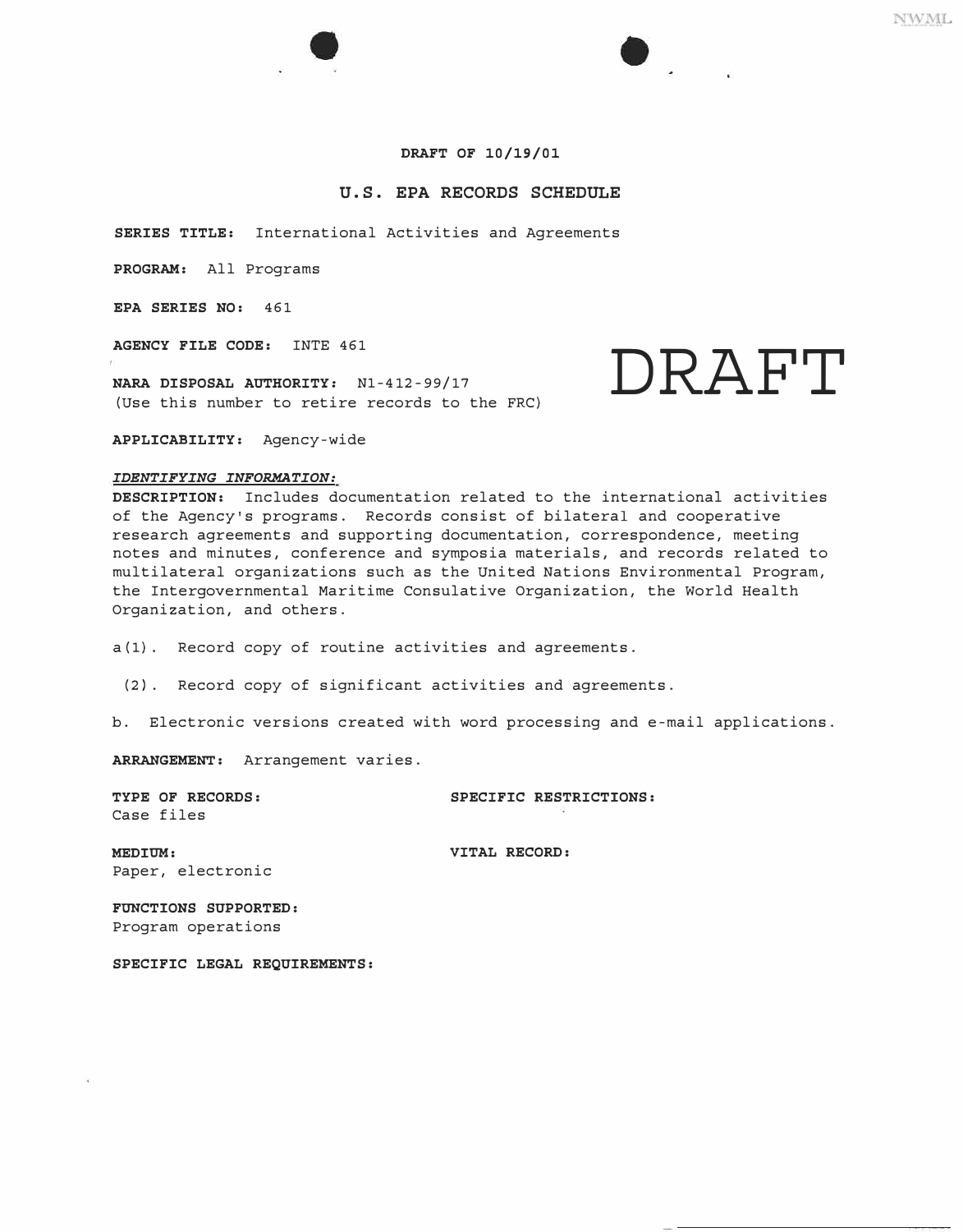**DRAFT OF 10/19/01**

## U.S. EPA RECORDS SCHEDULE

**SERIES TITLE:** International Activities and Agreements

**PROGRAM:** All Programs

**EPA SERIES NO:** 461

**AGENCY FILE CODE:** INTE 461

DRAFT

**NARA DISPOSAL AUTHORITY:** N1-412-99/17
(Use this number to retire records to the FRC)

**APPLICABILITY:** Agency-wide

***IDENTIFYING INFORMATION:***

**DESCRIPTION:** Includes documentation related to the international activities of the Agency's programs. Records consist of bilateral and cooperative research agreements and supporting documentation, correspondence, meeting notes and minutes, conference and symposia materials, and records related to multilateral organizations such as the United Nations Environmental Program, the Intergovernmental Maritime Consulative Organization, the World Health Organization, and others.

a(1). Record copy of routine activities and agreements.

(2). Record copy of significant activities and agreements.

b. Electronic versions created with word processing and e-mail applications.

**ARRANGEMENT:** Arrangement varies.

**TYPE OF RECORDS:**
Case files

**SPECIFIC RESTRICTIONS:**

**MEDIUM:**
Paper, electronic

**VITAL RECORD:**

**FUNCTIONS SUPPORTED:**
Program operations

**SPECIFIC LEGAL REQUIREMENTS:**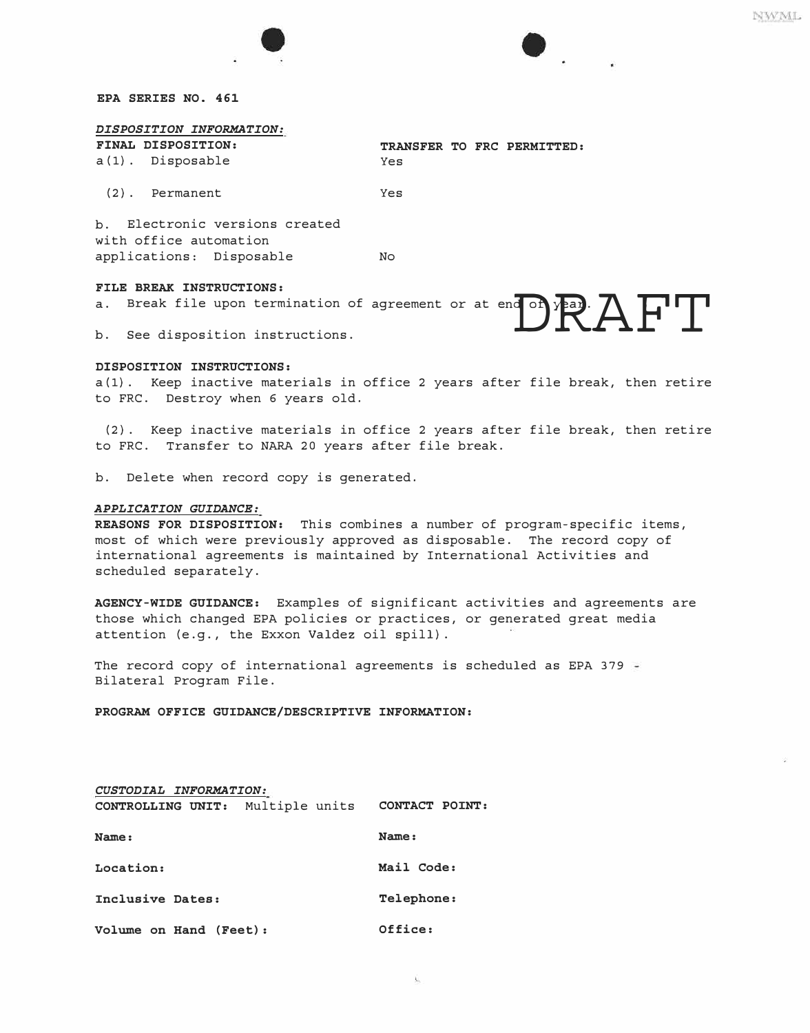**EPA SERIES NO. 461**

***DISPOSITION INFORMATION:***

| **FINAL DISPOSITION:** | **TRANSFER TO FRC PERMITTED:** |
|---|---|
| a(1). Disposable | Yes |
| (2). Permanent | Yes |
| b. Electronic versions created with office automation applications: Disposable | No |

**FILE BREAK INSTRUCTIONS:**

a. Break file upon termination of agreement or at end of year.

DRAFT

b. See disposition instructions.

**DISPOSITION INSTRUCTIONS:**

a(1). Keep inactive materials in office 2 years after file break, then retire to FRC. Destroy when 6 years old.

(2). Keep inactive materials in office 2 years after file break, then retire to FRC. Transfer to NARA 20 years after file break.

b. Delete when record copy is generated.

***APPLICATION GUIDANCE:***

**REASONS FOR DISPOSITION:** This combines a number of program-specific items, most of which were previously approved as disposable. The record copy of international agreements is maintained by International Activities and scheduled separately.

**AGENCY-WIDE GUIDANCE:** Examples of significant activities and agreements are those which changed EPA policies or practices, or generated great media attention (e.g., the Exxon Valdez oil spill).

The record copy of international agreements is scheduled as EPA 379 - Bilateral Program File.

**PROGRAM OFFICE GUIDANCE/DESCRIPTIVE INFORMATION:**

***CUSTODIAL INFORMATION:***

| **CONTROLLING UNIT:** Multiple units | **CONTACT POINT:** |
|---|---|
| **Name:** | **Name:** |
| **Location:** | **Mail Code:** |
| **Inclusive Dates:** | **Telephone:** |
| **Volume on Hand (Feet):** | **Office:** |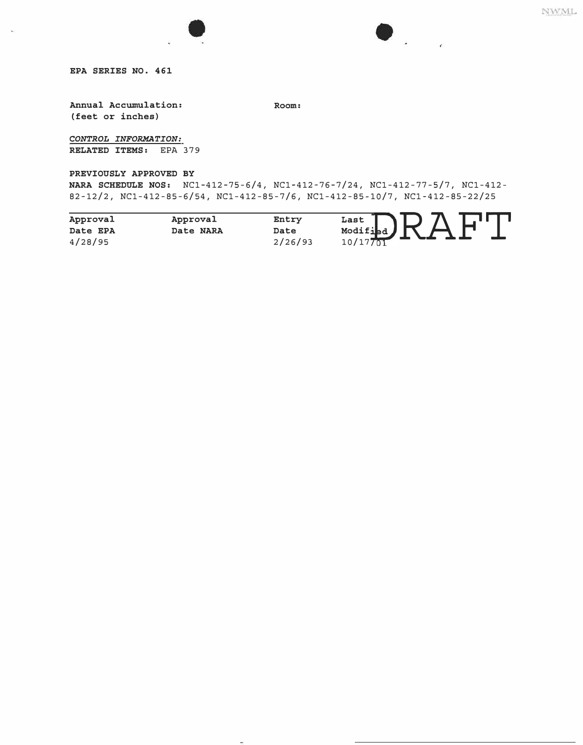**EPA SERIES NO. 461**

**Annual Accumulation:** **Room:**
**(feet or inches)**

***CONTROL INFORMATION:***
**RELATED ITEMS:** EPA 379

**PREVIOUSLY APPROVED BY**
**NARA SCHEDULE NOS:** NC1-412-75-6/4, NC1-412-76-7/24, NC1-412-77-5/7, NC1-412-82-12/2, NC1-412-85-6/54, NC1-412-85-7/6, NC1-412-85-10/7, NC1-412-85-22/25

| Approval Date EPA | Approval Date NARA | Entry Date | Last Modified |
|---|---|---|---|
| 4/28/95 | | 2/26/93 | 10/17/01 |

DRAFT